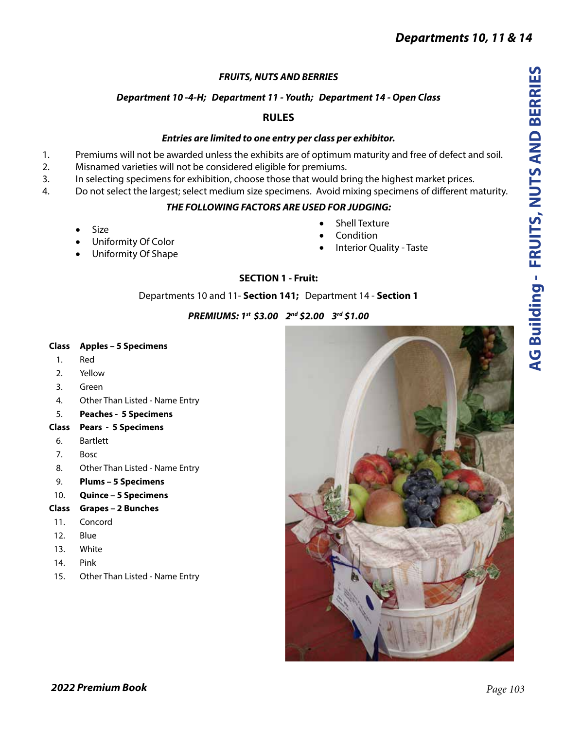## *FRUITS, NUTS AND BERRIES*

***Department 10 -4-H; Department 11 - Youth; Department 14 - Open Class***

### RULES

***Entries are limited to one entry per class per exhibitor.***

1. Premiums will not be awarded unless the exhibits are of optimum maturity and free of defect and soil.
2. Misnamed varieties will not be considered eligible for premiums.
3. In selecting specimens for exhibition, choose those that would bring the highest market prices.
4. Do not select the largest; select medium size specimens. Avoid mixing specimens of different maturity.

***THE FOLLOWING FACTORS ARE USED FOR JUDGING:***

- Size
- Uniformity Of Color
- Uniformity Of Shape
- Shell Texture
- Condition
- Interior Quality - Taste

### SECTION 1 - Fruit:

Departments 10 and 11- **Section 141;** Department 14 - **Section 1**

***PREMIUMS: 1st $3.00 2nd $2.00 3rd $1.00***

**Class Apples – 5 Specimens**

1. Red
2. Yellow
3. Green
4. Other Than Listed - Name Entry
5. **Peaches - 5 Specimens**

**Class Pears - 5 Specimens**

6. Bartlett
7. Bosc
8. Other Than Listed - Name Entry
9. **Plums – 5 Specimens**
10. **Quince – 5 Specimens**

**Class Grapes – 2 Bunches**

11. Concord
12. Blue
13. White
14. Pink
15. Other Than Listed - Name Entry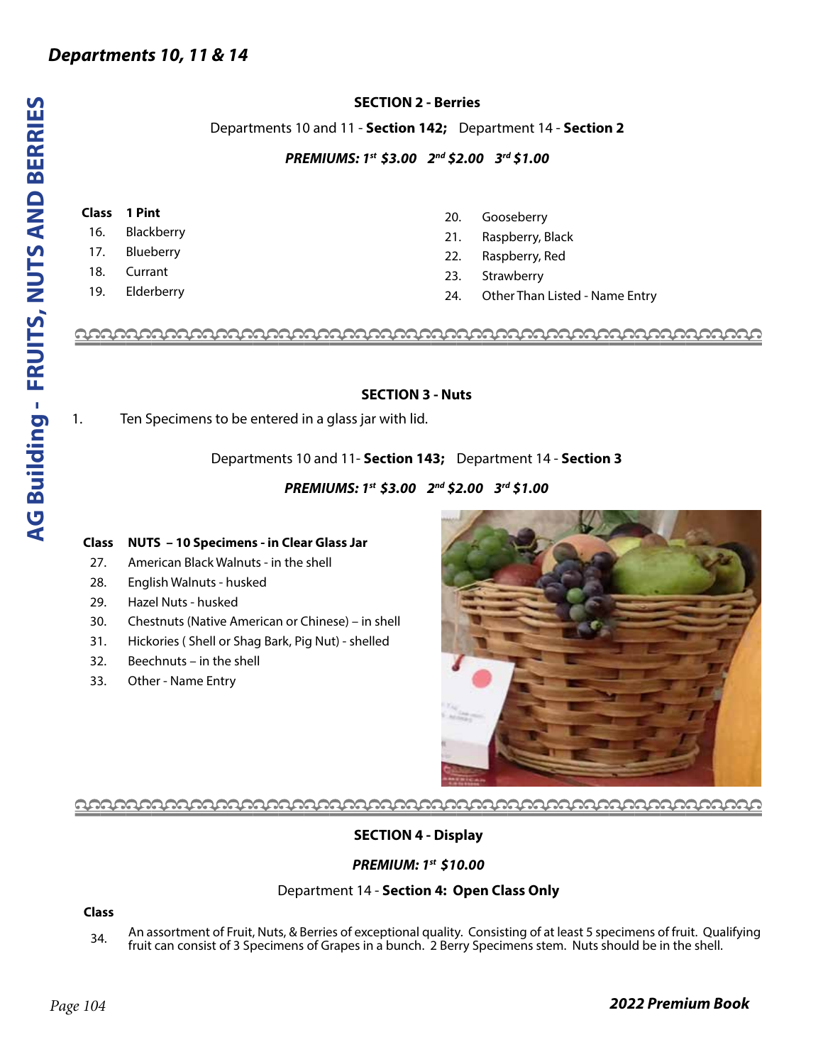## SECTION 2 - Berries

Departments 10 and 11 - **Section 142;** Department 14 - **Section 2**

***PREMIUMS: 1st $3.00 2nd $2.00 3rd $1.00***

**Class 1 Pint**

16. Blackberry
17. Blueberry
18. Currant
19. Elderberry
20. Gooseberry
21. Raspberry, Black
22. Raspberry, Red
23. Strawberry
24. Other Than Listed - Name Entry

## SECTION 3 - Nuts

1. Ten Specimens to be entered in a glass jar with lid.

Departments 10 and 11- **Section 143;** Department 14 - **Section 3**

***PREMIUMS: 1st $3.00 2nd $2.00 3rd $1.00***

**Class NUTS – 10 Specimens - in Clear Glass Jar**

27. American Black Walnuts - in the shell
28. English Walnuts - husked
29. Hazel Nuts - husked
30. Chestnuts (Native American or Chinese) – in shell
31. Hickories ( Shell or Shag Bark, Pig Nut) - shelled
32. Beechnuts – in the shell
33. Other - Name Entry

## SECTION 4 - Display

***PREMIUM: 1st $10.00***

Department 14 - **Section 4: Open Class Only**

**Class**

34. An assortment of Fruit, Nuts, & Berries of exceptional quality. Consisting of at least 5 specimens of fruit. Qualifying fruit can consist of 3 Specimens of Grapes in a bunch. 2 Berry Specimens stem. Nuts should be in the shell.